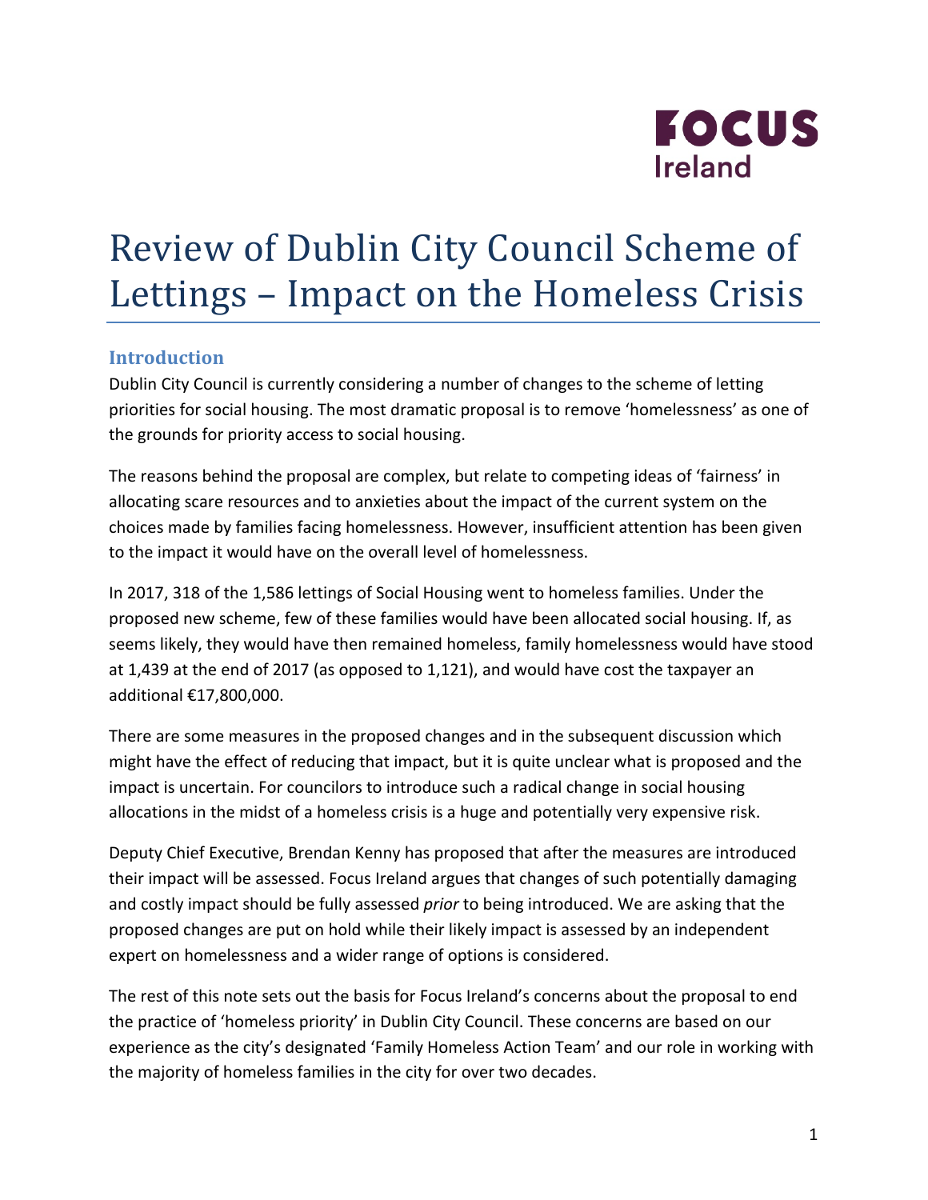FOCUS Ireland

# Review of Dublin City Council Scheme of Lettings – Impact on the Homeless Crisis

## Introduction

Dublin City Council is currently considering a number of changes to the scheme of letting priorities for social housing. The most dramatic proposal is to remove 'homelessness' as one of the grounds for priority access to social housing.

The reasons behind the proposal are complex, but relate to competing ideas of 'fairness' in allocating scare resources and to anxieties about the impact of the current system on the choices made by families facing homelessness. However, insufficient attention has been given to the impact it would have on the overall level of homelessness.

In 2017, 318 of the 1,586 lettings of Social Housing went to homeless families. Under the proposed new scheme, few of these families would have been allocated social housing. If, as seems likely, they would have then remained homeless, family homelessness would have stood at 1,439 at the end of 2017 (as opposed to 1,121), and would have cost the taxpayer an additional €17,800,000.

There are some measures in the proposed changes and in the subsequent discussion which might have the effect of reducing that impact, but it is quite unclear what is proposed and the impact is uncertain. For councilors to introduce such a radical change in social housing allocations in the midst of a homeless crisis is a huge and potentially very expensive risk.

Deputy Chief Executive, Brendan Kenny has proposed that after the measures are introduced their impact will be assessed. Focus Ireland argues that changes of such potentially damaging and costly impact should be fully assessed *prior* to being introduced. We are asking that the proposed changes are put on hold while their likely impact is assessed by an independent expert on homelessness and a wider range of options is considered.

The rest of this note sets out the basis for Focus Ireland's concerns about the proposal to end the practice of 'homeless priority' in Dublin City Council. These concerns are based on our experience as the city's designated 'Family Homeless Action Team' and our role in working with the majority of homeless families in the city for over two decades.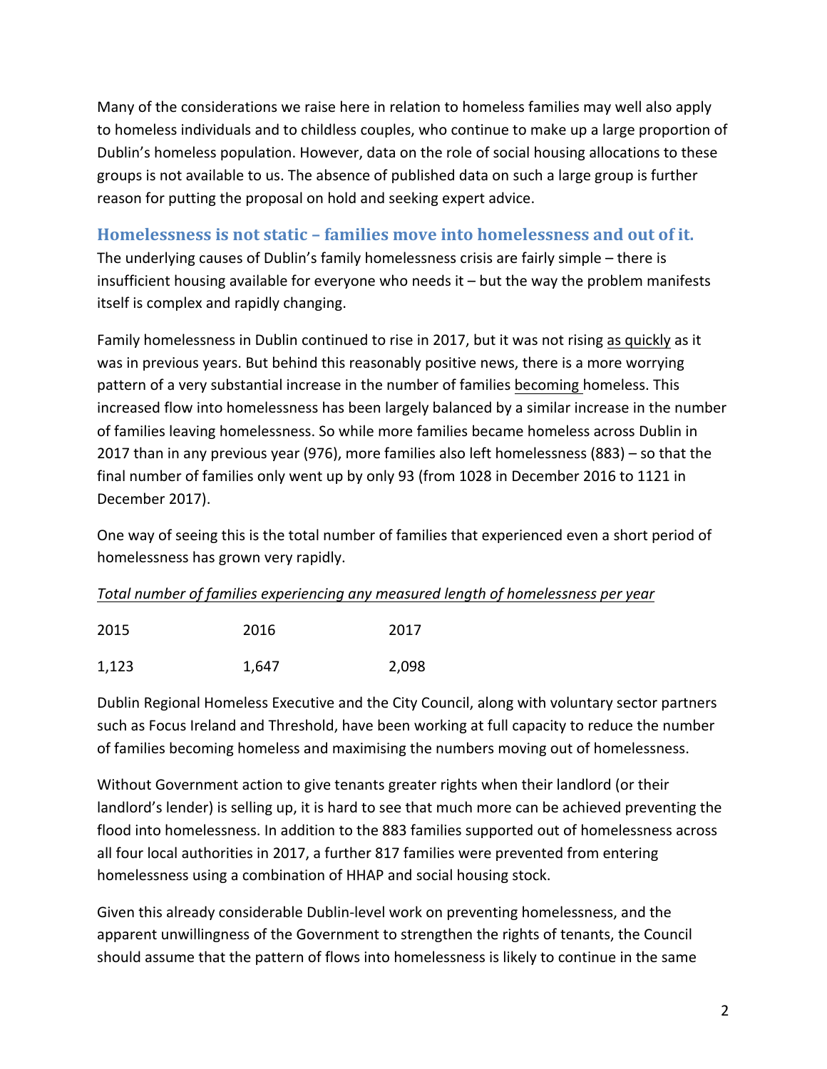Many of the considerations we raise here in relation to homeless families may well also apply to homeless individuals and to childless couples, who continue to make up a large proportion of Dublin's homeless population. However, data on the role of social housing allocations to these groups is not available to us. The absence of published data on such a large group is further reason for putting the proposal on hold and seeking expert advice.

## Homelessness is not static – families move into homelessness and out of it.

The underlying causes of Dublin's family homelessness crisis are fairly simple – there is insufficient housing available for everyone who needs it – but the way the problem manifests itself is complex and rapidly changing.

Family homelessness in Dublin continued to rise in 2017, but it was not rising <u>as quickly</u> as it was in previous years. But behind this reasonably positive news, there is a more worrying pattern of a very substantial increase in the number of families <u>becoming</u> homeless. This increased flow into homelessness has been largely balanced by a similar increase in the number of families leaving homelessness. So while more families became homeless across Dublin in 2017 than in any previous year (976), more families also left homelessness (883) – so that the final number of families only went up by only 93 (from 1028 in December 2016 to 1121 in December 2017).

One way of seeing this is the total number of families that experienced even a short period of homelessness has grown very rapidly.

*<u>Total number of families experiencing any measured length of homelessness per year</u>*

| 2015 | 2016 | 2017 |
|---|---|---|
| 1,123 | 1,647 | 2,098 |

Dublin Regional Homeless Executive and the City Council, along with voluntary sector partners such as Focus Ireland and Threshold, have been working at full capacity to reduce the number of families becoming homeless and maximising the numbers moving out of homelessness.

Without Government action to give tenants greater rights when their landlord (or their landlord's lender) is selling up, it is hard to see that much more can be achieved preventing the flood into homelessness. In addition to the 883 families supported out of homelessness across all four local authorities in 2017, a further 817 families were prevented from entering homelessness using a combination of HHAP and social housing stock.

Given this already considerable Dublin-level work on preventing homelessness, and the apparent unwillingness of the Government to strengthen the rights of tenants, the Council should assume that the pattern of flows into homelessness is likely to continue in the same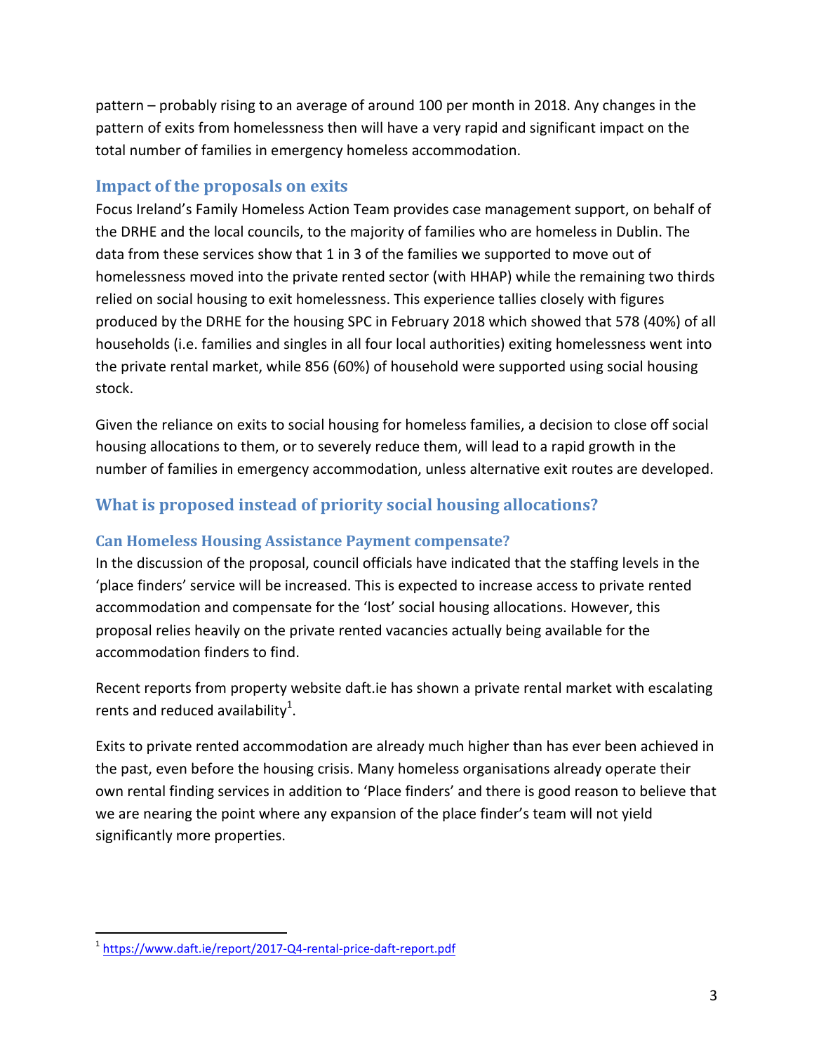pattern – probably rising to an average of around 100 per month in 2018. Any changes in the pattern of exits from homelessness then will have a very rapid and significant impact on the total number of families in emergency homeless accommodation.

## Impact of the proposals on exits

Focus Ireland's Family Homeless Action Team provides case management support, on behalf of the DRHE and the local councils, to the majority of families who are homeless in Dublin. The data from these services show that 1 in 3 of the families we supported to move out of homelessness moved into the private rented sector (with HHAP) while the remaining two thirds relied on social housing to exit homelessness. This experience tallies closely with figures produced by the DRHE for the housing SPC in February 2018 which showed that 578 (40%) of all households (i.e. families and singles in all four local authorities) exiting homelessness went into the private rental market, while 856 (60%) of household were supported using social housing stock.

Given the reliance on exits to social housing for homeless families, a decision to close off social housing allocations to them, or to severely reduce them, will lead to a rapid growth in the number of families in emergency accommodation, unless alternative exit routes are developed.

## What is proposed instead of priority social housing allocations?

### Can Homeless Housing Assistance Payment compensate?

In the discussion of the proposal, council officials have indicated that the staffing levels in the 'place finders' service will be increased. This is expected to increase access to private rented accommodation and compensate for the 'lost' social housing allocations. However, this proposal relies heavily on the private rented vacancies actually being available for the accommodation finders to find.

Recent reports from property website daft.ie has shown a private rental market with escalating rents and reduced availability[1].

Exits to private rented accommodation are already much higher than has ever been achieved in the past, even before the housing crisis. Many homeless organisations already operate their own rental finding services in addition to 'Place finders' and there is good reason to believe that we are nearing the point where any expansion of the place finder's team will not yield significantly more properties.

[1] https://www.daft.ie/report/2017-Q4-rental-price-daft-report.pdf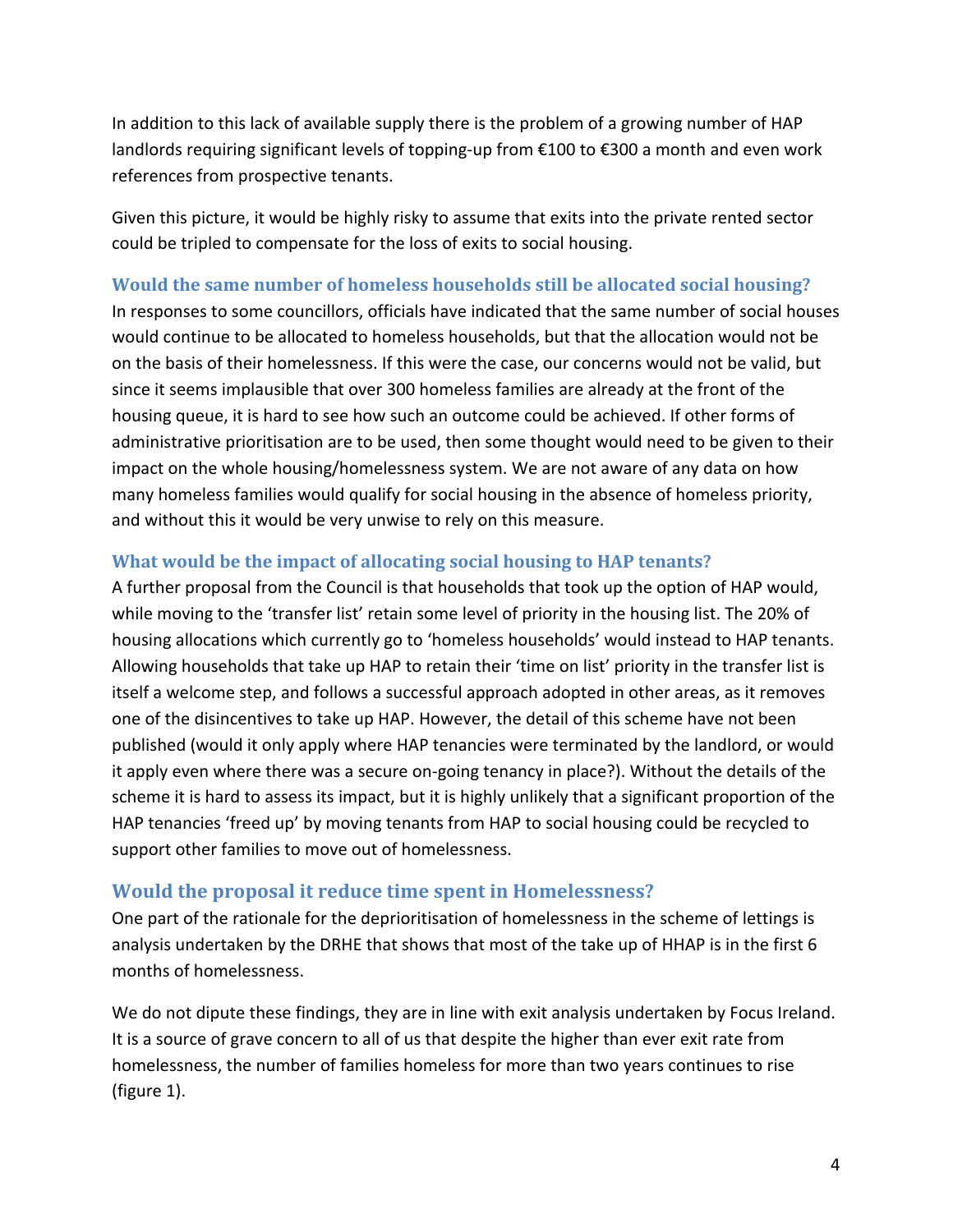In addition to this lack of available supply there is the problem of a growing number of HAP landlords requiring significant levels of topping-up from €100 to €300 a month and even work references from prospective tenants.

Given this picture, it would be highly risky to assume that exits into the private rented sector could be tripled to compensate for the loss of exits to social housing.

### Would the same number of homeless households still be allocated social housing?

In responses to some councillors, officials have indicated that the same number of social houses would continue to be allocated to homeless households, but that the allocation would not be on the basis of their homelessness. If this were the case, our concerns would not be valid, but since it seems implausible that over 300 homeless families are already at the front of the housing queue, it is hard to see how such an outcome could be achieved. If other forms of administrative prioritisation are to be used, then some thought would need to be given to their impact on the whole housing/homelessness system. We are not aware of any data on how many homeless families would qualify for social housing in the absence of homeless priority, and without this it would be very unwise to rely on this measure.

### What would be the impact of allocating social housing to HAP tenants?

A further proposal from the Council is that households that took up the option of HAP would, while moving to the 'transfer list' retain some level of priority in the housing list. The 20% of housing allocations which currently go to 'homeless households' would instead to HAP tenants. Allowing households that take up HAP to retain their 'time on list' priority in the transfer list is itself a welcome step, and follows a successful approach adopted in other areas, as it removes one of the disincentives to take up HAP. However, the detail of this scheme have not been published (would it only apply where HAP tenancies were terminated by the landlord, or would it apply even where there was a secure on-going tenancy in place?). Without the details of the scheme it is hard to assess its impact, but it is highly unlikely that a significant proportion of the HAP tenancies 'freed up' by moving tenants from HAP to social housing could be recycled to support other families to move out of homelessness.

### Would the proposal it reduce time spent in Homelessness?

One part of the rationale for the deprioritisation of homelessness in the scheme of lettings is analysis undertaken by the DRHE that shows that most of the take up of HHAP is in the first 6 months of homelessness.

We do not dipute these findings, they are in line with exit analysis undertaken by Focus Ireland. It is a source of grave concern to all of us that despite the higher than ever exit rate from homelessness, the number of families homeless for more than two years continues to rise (figure 1).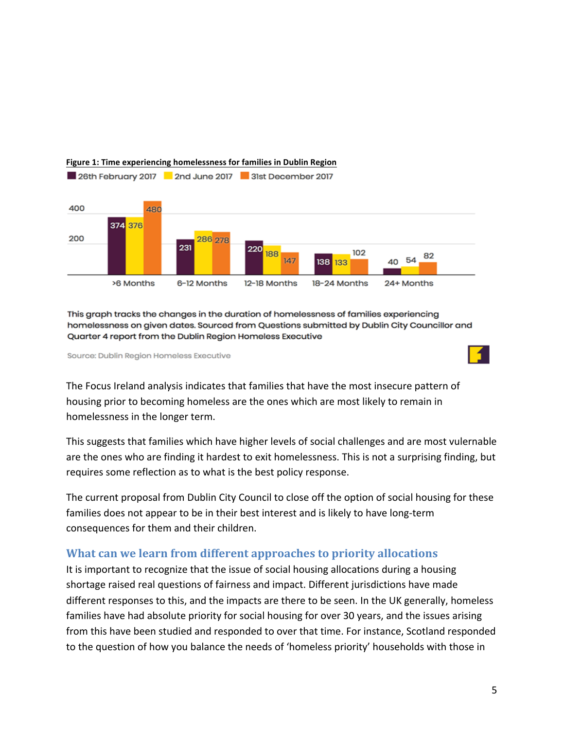**Figure 1: Time experiencing homelessness for families in Dublin Region**

| | 26th February 2017 | 2nd June 2017 | 31st December 2017 |
|---|---|---|---|
| >6 Months | 374 | 376 | 480 |
| 6-12 Months | 231 | 286 | 278 |
| 12-18 Months | 220 | 188 | 147 |
| 18-24 Months | 138 | 133 | 102 |
| 24+ Months | 40 | 54 | 82 |

This graph tracks the changes in the duration of homelessness of families experiencing homelessness on given dates. Sourced from Questions submitted by Dublin City Councillor and Quarter 4 report from the Dublin Region Homeless Executive

Source: Dublin Region Homeless Executive

The Focus Ireland analysis indicates that families that have the most insecure pattern of housing prior to becoming homeless are the ones which are most likely to remain in homelessness in the longer term.

This suggests that families which have higher levels of social challenges and are most vulnerable are the ones who are finding it hardest to exit homelessness. This is not a surprising finding, but requires some reflection as to what is the best policy response.

The current proposal from Dublin City Council to close off the option of social housing for these families does not appear to be in their best interest and is likely to have long-term consequences for them and their children.

## What can we learn from different approaches to priority allocations

It is important to recognize that the issue of social housing allocations during a housing shortage raised real questions of fairness and impact. Different jurisdictions have made different responses to this, and the impacts are there to be seen. In the UK generally, homeless families have had absolute priority for social housing for over 30 years, and the issues arising from this have been studied and responded to over that time. For instance, Scotland responded to the question of how you balance the needs of 'homeless priority' households with those in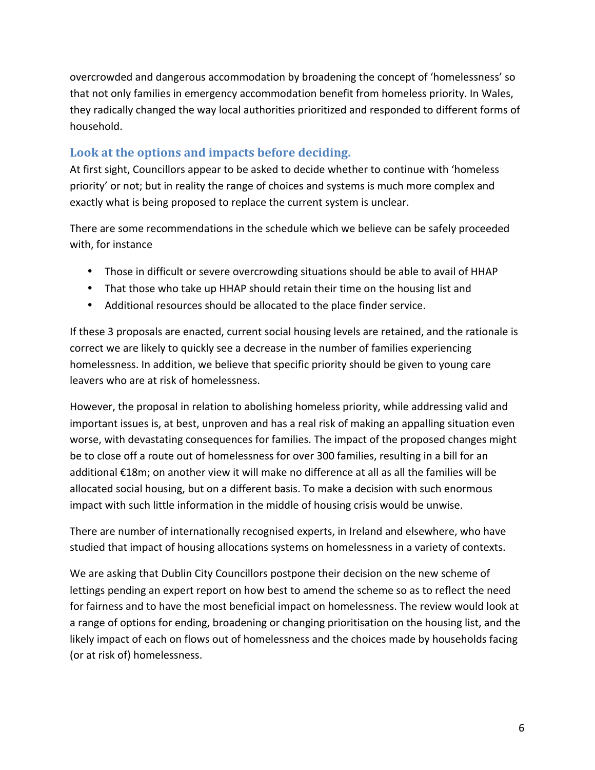overcrowded and dangerous accommodation by broadening the concept of 'homelessness' so that not only families in emergency accommodation benefit from homeless priority. In Wales, they radically changed the way local authorities prioritized and responded to different forms of household.

## Look at the options and impacts before deciding.

At first sight, Councillors appear to be asked to decide whether to continue with 'homeless priority' or not; but in reality the range of choices and systems is much more complex and exactly what is being proposed to replace the current system is unclear.

There are some recommendations in the schedule which we believe can be safely proceeded with, for instance

- Those in difficult or severe overcrowding situations should be able to avail of HHAP
- That those who take up HHAP should retain their time on the housing list and
- Additional resources should be allocated to the place finder service.

If these 3 proposals are enacted, current social housing levels are retained, and the rationale is correct we are likely to quickly see a decrease in the number of families experiencing homelessness. In addition, we believe that specific priority should be given to young care leavers who are at risk of homelessness.

However, the proposal in relation to abolishing homeless priority, while addressing valid and important issues is, at best, unproven and has a real risk of making an appalling situation even worse, with devastating consequences for families. The impact of the proposed changes might be to close off a route out of homelessness for over 300 families, resulting in a bill for an additional €18m; on another view it will make no difference at all as all the families will be allocated social housing, but on a different basis. To make a decision with such enormous impact with such little information in the middle of housing crisis would be unwise.

There are number of internationally recognised experts, in Ireland and elsewhere, who have studied that impact of housing allocations systems on homelessness in a variety of contexts.

We are asking that Dublin City Councillors postpone their decision on the new scheme of lettings pending an expert report on how best to amend the scheme so as to reflect the need for fairness and to have the most beneficial impact on homelessness. The review would look at a range of options for ending, broadening or changing prioritisation on the housing list, and the likely impact of each on flows out of homelessness and the choices made by households facing (or at risk of) homelessness.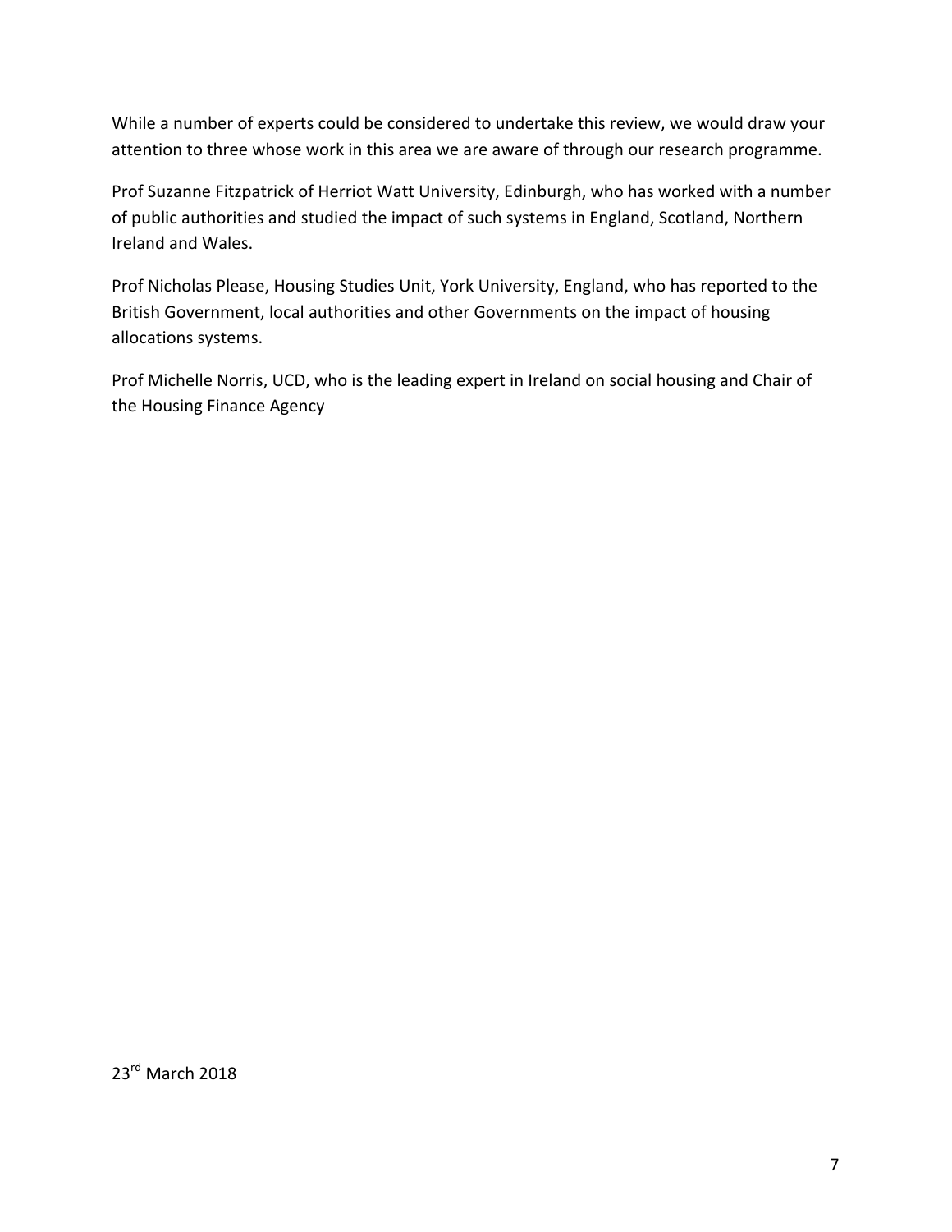While a number of experts could be considered to undertake this review, we would draw your attention to three whose work in this area we are aware of through our research programme.

Prof Suzanne Fitzpatrick of Herriot Watt University, Edinburgh, who has worked with a number of public authorities and studied the impact of such systems in England, Scotland, Northern Ireland and Wales.

Prof Nicholas Please, Housing Studies Unit, York University, England, who has reported to the British Government, local authorities and other Governments on the impact of housing allocations systems.

Prof Michelle Norris, UCD, who is the leading expert in Ireland on social housing and Chair of the Housing Finance Agency

23rd March 2018